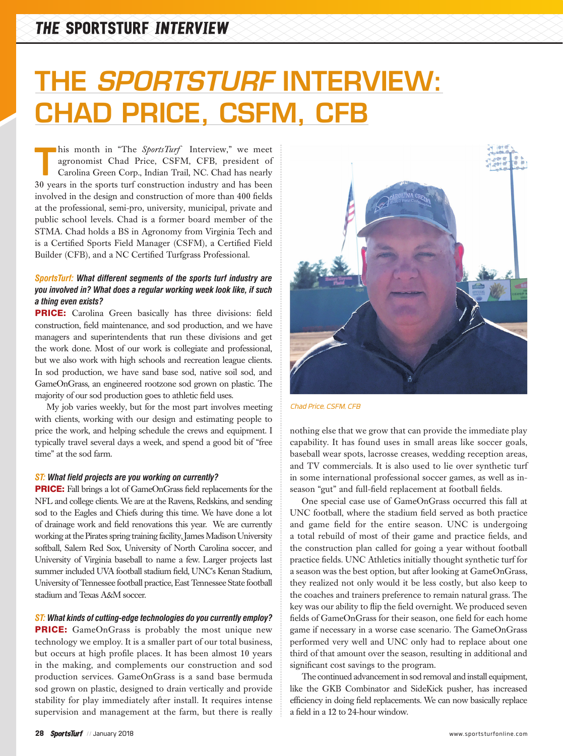# THE *SPORTSTURF* INTERVIEW: CHAD PRICE, CSFM, CFB

This month in "The *SportsTurf* Interview," we meet agronomist Chad Price, CSFM, CFB, president of Carolina Green Corp., Indian Trail, NC. Chad has nearly 30 years in the sports turf construction industry and has been involved in the design and construction of more than 400 fields at the professional, semi-pro, university, municipal, private and public school levels. Chad is a former board member of the STMA. Chad holds a BS in Agronomy from Virginia Tech and is a Certified Sports Field Manager (CSFM), a Certified Field Builder (CFB), and a NC Certified Turfgrass Professional.

***SportsTurf: What different segments of the sports turf industry are you involved in? What does a regular working week look like, if such a thing even exists?***

**PRICE:** Carolina Green basically has three divisions: field construction, field maintenance, and sod production, and we have managers and superintendents that run these divisions and get the work done. Most of our work is collegiate and professional, but we also work with high schools and recreation league clients. In sod production, we have sand base sod, native soil sod, and GameOnGrass, an engineered rootzone sod grown on plastic. The majority of our sod production goes to athletic field uses.

My job varies weekly, but for the most part involves meeting with clients, working with our design and estimating people to price the work, and helping schedule the crews and equipment. I typically travel several days a week, and spend a good bit of "free time" at the sod farm.

***ST: What field projects are you working on currently?***

**PRICE:** Fall brings a lot of GameOnGrass field replacements for the NFL and college clients. We are at the Ravens, Redskins, and sending sod to the Eagles and Chiefs during this time. We have done a lot of drainage work and field renovations this year. We are currently working at the Pirates spring training facility, James Madison University softball, Salem Red Sox, University of North Carolina soccer, and University of Virginia baseball to name a few. Larger projects last summer included UVA football stadium field, UNC's Kenan Stadium, University of Tennessee football practice, East Tennessee State football stadium and Texas A&M soccer.

***ST: What kinds of cutting-edge technologies do you currently employ?***

**PRICE:** GameOnGrass is probably the most unique new technology we employ. It is a smaller part of our total business, but occurs at high profile places. It has been almost 10 years in the making, and complements our construction and sod production services. GameOnGrass is a sand base bermuda sod grown on plastic, designed to drain vertically and provide stability for play immediately after install. It requires intense supervision and management at the farm, but there is really nothing else that we grow that can provide the immediate play capability. It has found uses in small areas like soccer goals, baseball wear spots, lacrosse creases, wedding reception areas, and TV commercials. It is also used to lie over synthetic turf in some international professional soccer games, as well as in-season "gut" and full-field replacement at football fields.

*Chad Price, CSFM, CFB*

One special case use of GameOnGrass occurred this fall at UNC football, where the stadium field served as both practice and game field for the entire season. UNC is undergoing a total rebuild of most of their game and practice fields, and the construction plan called for going a year without football practice fields. UNC Athletics initially thought synthetic turf for a season was the best option, but after looking at GameOnGrass, they realized not only would it be less costly, but also keep to the coaches and trainers preference to remain natural grass. The key was our ability to flip the field overnight. We produced seven fields of GameOnGrass for their season, one field for each home game if necessary in a worse case scenario. The GameOnGrass performed very well and UNC only had to replace about one third of that amount over the season, resulting in additional and significant cost savings to the program.

The continued advancement in sod removal and install equipment, like the GKB Combinator and SideKick pusher, has increased efficiency in doing field replacements. We can now basically replace a field in a 12 to 24-hour window.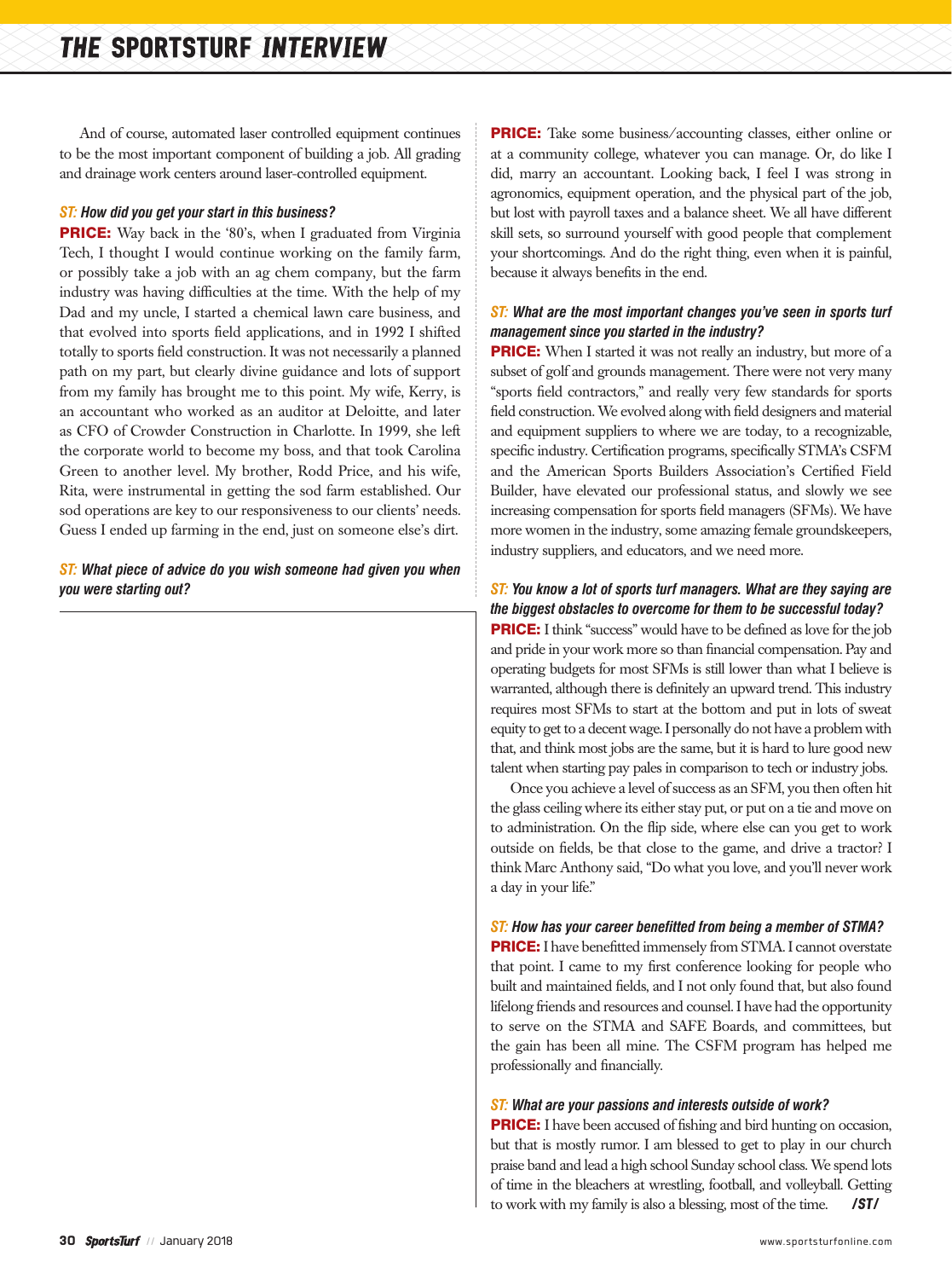And of course, automated laser controlled equipment continues to be the most important component of building a job. All grading and drainage work centers around laser-controlled equipment.

***ST:* How did you get your start in this business?**

**PRICE:** Way back in the '80's, when I graduated from Virginia Tech, I thought I would continue working on the family farm, or possibly take a job with an ag chem company, but the farm industry was having difficulties at the time. With the help of my Dad and my uncle, I started a chemical lawn care business, and that evolved into sports field applications, and in 1992 I shifted totally to sports field construction. It was not necessarily a planned path on my part, but clearly divine guidance and lots of support from my family has brought me to this point. My wife, Kerry, is an accountant who worked as an auditor at Deloitte, and later as CFO of Crowder Construction in Charlotte. In 1999, she left the corporate world to become my boss, and that took Carolina Green to another level. My brother, Rodd Price, and his wife, Rita, were instrumental in getting the sod farm established. Our sod operations are key to our responsiveness to our clients' needs. Guess I ended up farming in the end, just on someone else's dirt.

***ST:* What piece of advice do you wish someone had given you when you were starting out?**

**PRICE:** Take some business/accounting classes, either online or at a community college, whatever you can manage. Or, do like I did, marry an accountant. Looking back, I feel I was strong in agronomics, equipment operation, and the physical part of the job, but lost with payroll taxes and a balance sheet. We all have different skill sets, so surround yourself with good people that complement your shortcomings. And do the right thing, even when it is painful, because it always benefits in the end.

***ST:* What are the most important changes you've seen in sports turf management since you started in the industry?**

**PRICE:** When I started it was not really an industry, but more of a subset of golf and grounds management. There were not very many "sports field contractors," and really very few standards for sports field construction. We evolved along with field designers and material and equipment suppliers to where we are today, to a recognizable, specific industry. Certification programs, specifically STMA's CSFM and the American Sports Builders Association's Certified Field Builder, have elevated our professional status, and slowly we see increasing compensation for sports field managers (SFMs). We have more women in the industry, some amazing female groundskeepers, industry suppliers, and educators, and we need more.

***ST:* You know a lot of sports turf managers. What are they saying are the biggest obstacles to overcome for them to be successful today?**

**PRICE:** I think "success" would have to be defined as love for the job and pride in your work more so than financial compensation. Pay and operating budgets for most SFMs is still lower than what I believe is warranted, although there is definitely an upward trend. This industry requires most SFMs to start at the bottom and put in lots of sweat equity to get to a decent wage. I personally do not have a problem with that, and think most jobs are the same, but it is hard to lure good new talent when starting pay pales in comparison to tech or industry jobs.

Once you achieve a level of success as an SFM, you then often hit the glass ceiling where its either stay put, or put on a tie and move on to administration. On the flip side, where else can you get to work outside on fields, be that close to the game, and drive a tractor? I think Marc Anthony said, "Do what you love, and you'll never work a day in your life."

***ST:* How has your career benefitted from being a member of STMA?**

**PRICE:** I have benefitted immensely from STMA. I cannot overstate that point. I came to my first conference looking for people who built and maintained fields, and I not only found that, but also found lifelong friends and resources and counsel. I have had the opportunity to serve on the STMA and SAFE Boards, and committees, but the gain has been all mine. The CSFM program has helped me professionally and financially.

***ST:* What are your passions and interests outside of work?**

**PRICE:** I have been accused of fishing and bird hunting on occasion, but that is mostly rumor. I am blessed to get to play in our church praise band and lead a high school Sunday school class. We spend lots of time in the bleachers at wrestling, football, and volleyball. Getting to work with my family is also a blessing, most of the time. **/ST/**